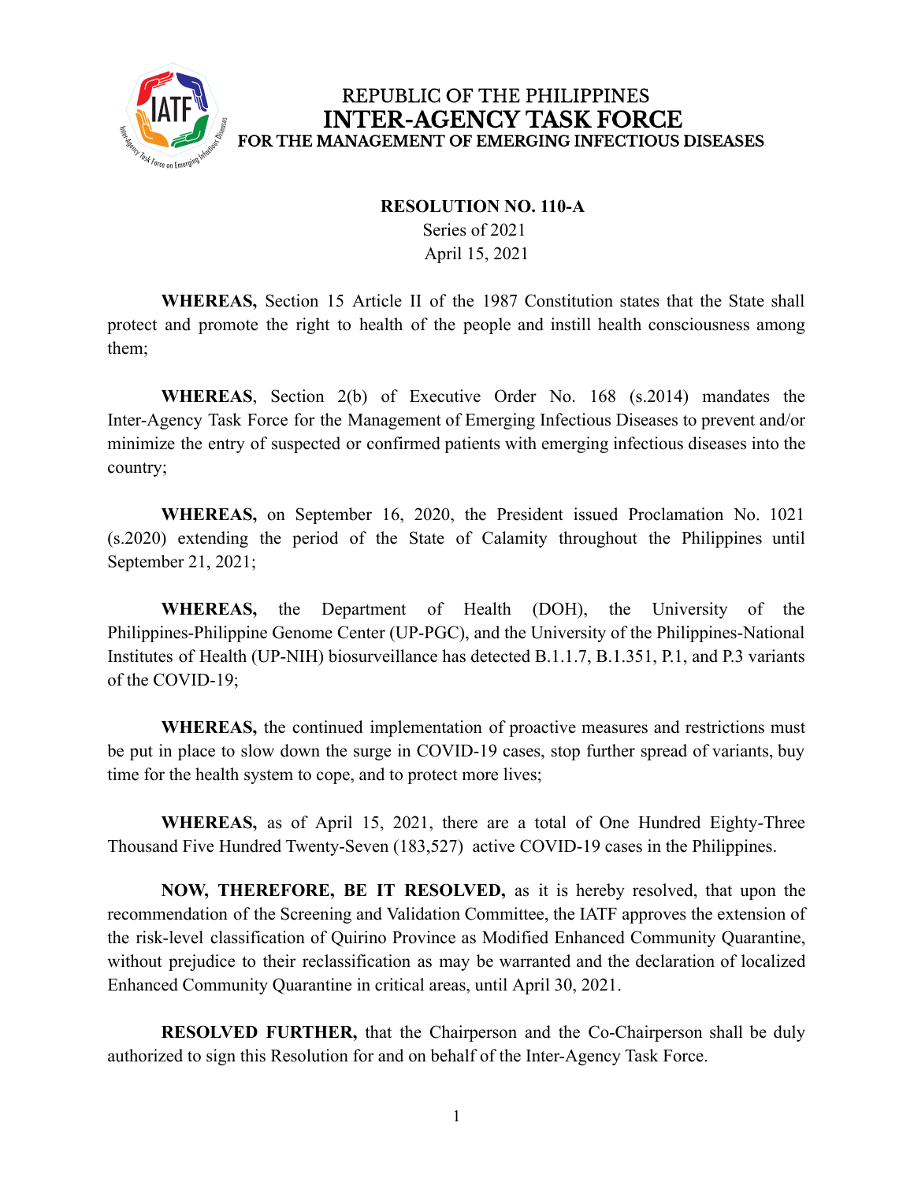REPUBLIC OF THE PHILIPPINES
**INTER-AGENCY TASK FORCE**
**FOR THE MANAGEMENT OF EMERGING INFECTIOUS DISEASES**

**RESOLUTION NO. 110-A**
Series of 2021
April 15, 2021

**WHEREAS,** Section 15 Article II of the 1987 Constitution states that the State shall protect and promote the right to health of the people and instill health consciousness among them;

**WHEREAS**, Section 2(b) of Executive Order No. 168 (s.2014) mandates the Inter-Agency Task Force for the Management of Emerging Infectious Diseases to prevent and/or minimize the entry of suspected or confirmed patients with emerging infectious diseases into the country;

**WHEREAS,** on September 16, 2020, the President issued Proclamation No. 1021 (s.2020) extending the period of the State of Calamity throughout the Philippines until September 21, 2021;

**WHEREAS,** the Department of Health (DOH), the University of the Philippines-Philippine Genome Center (UP-PGC), and the University of the Philippines-National Institutes of Health (UP-NIH) biosurveillance has detected B.1.1.7, B.1.351, P.1, and P.3 variants of the COVID-19;

**WHEREAS,** the continued implementation of proactive measures and restrictions must be put in place to slow down the surge in COVID-19 cases, stop further spread of variants, buy time for the health system to cope, and to protect more lives;

**WHEREAS,** as of April 15, 2021, there are a total of One Hundred Eighty-Three Thousand Five Hundred Twenty-Seven (183,527) active COVID-19 cases in the Philippines.

**NOW, THEREFORE, BE IT RESOLVED,** as it is hereby resolved, that upon the recommendation of the Screening and Validation Committee, the IATF approves the extension of the risk-level classification of Quirino Province as Modified Enhanced Community Quarantine, without prejudice to their reclassification as may be warranted and the declaration of localized Enhanced Community Quarantine in critical areas, until April 30, 2021.

**RESOLVED FURTHER,** that the Chairperson and the Co-Chairperson shall be duly authorized to sign this Resolution for and on behalf of the Inter-Agency Task Force.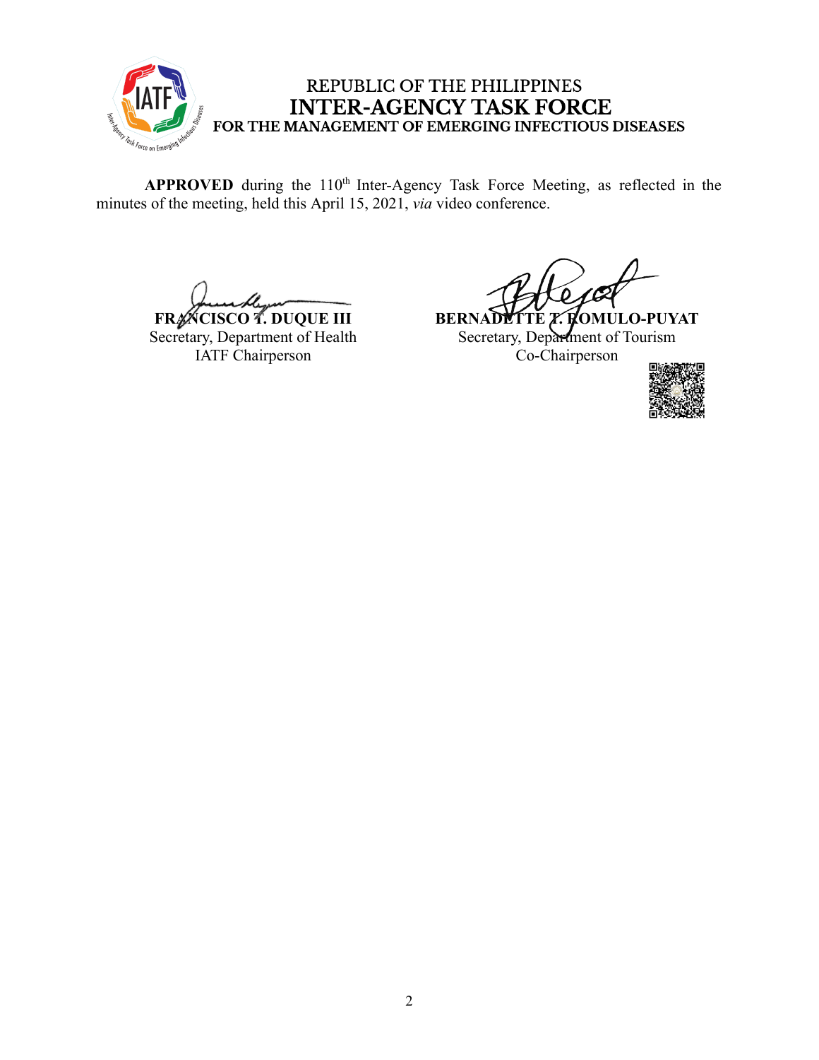REPUBLIC OF THE PHILIPPINES
**INTER-AGENCY TASK FORCE**
**FOR THE MANAGEMENT OF EMERGING INFECTIOUS DISEASES**

**APPROVED** during the 110th Inter-Agency Task Force Meeting, as reflected in the minutes of the meeting, held this April 15, 2021, *via* video conference.

**FRANCISCO T. DUQUE III**
Secretary, Department of Health
IATF Chairperson

**BERNADETTE T. ROMULO-PUYAT**
Secretary, Department of Tourism
Co-Chairperson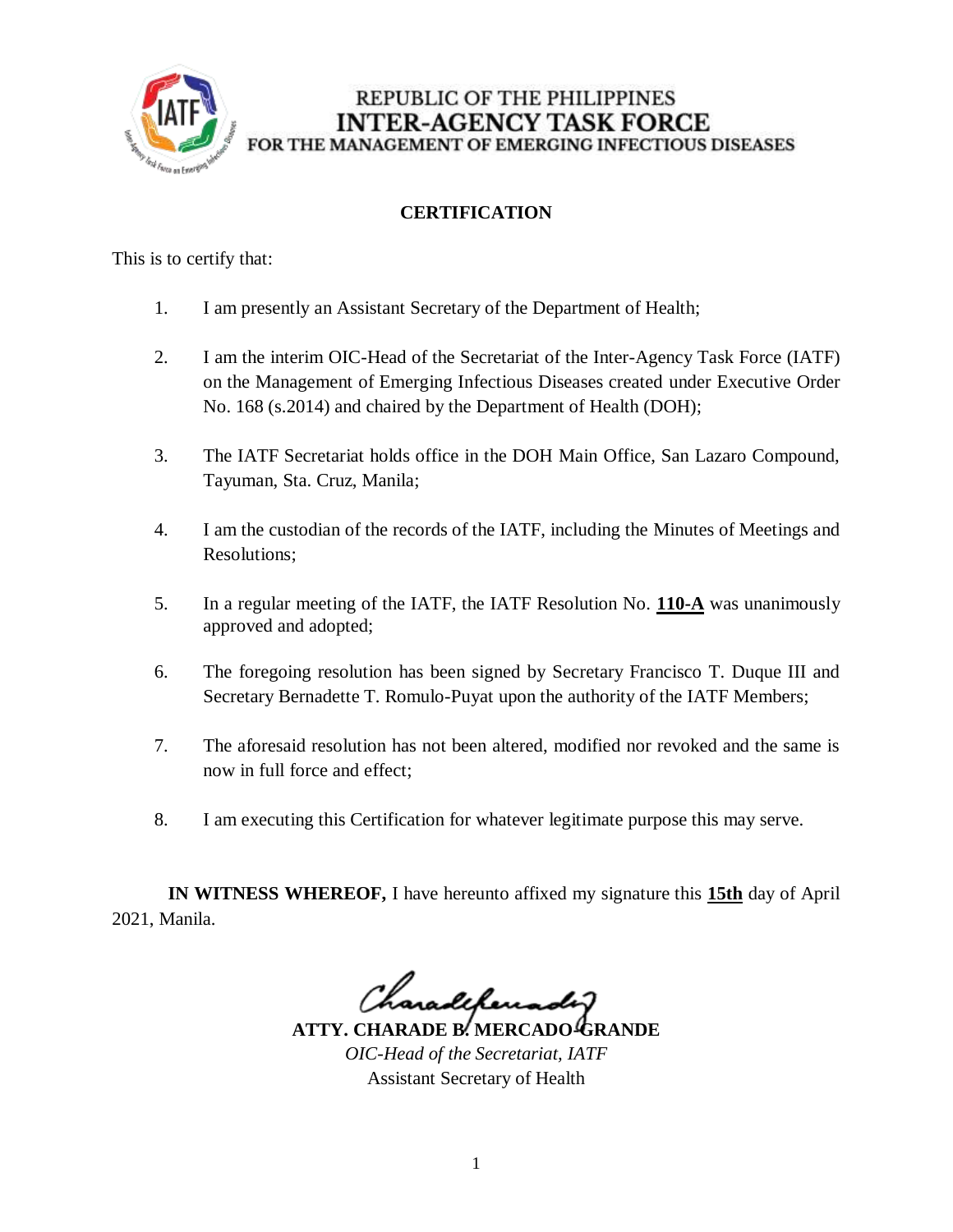REPUBLIC OF THE PHILIPPINES
**INTER-AGENCY TASK FORCE**
FOR THE MANAGEMENT OF EMERGING INFECTIOUS DISEASES

## CERTIFICATION

This is to certify that:

1. I am presently an Assistant Secretary of the Department of Health;

2. I am the interim OIC-Head of the Secretariat of the Inter-Agency Task Force (IATF) on the Management of Emerging Infectious Diseases created under Executive Order No. 168 (s.2014) and chaired by the Department of Health (DOH);

3. The IATF Secretariat holds office in the DOH Main Office, San Lazaro Compound, Tayuman, Sta. Cruz, Manila;

4. I am the custodian of the records of the IATF, including the Minutes of Meetings and Resolutions;

5. In a regular meeting of the IATF, the IATF Resolution No. **110-A** was unanimously approved and adopted;

6. The foregoing resolution has been signed by Secretary Francisco T. Duque III and Secretary Bernadette T. Romulo-Puyat upon the authority of the IATF Members;

7. The aforesaid resolution has not been altered, modified nor revoked and the same is now in full force and effect;

8. I am executing this Certification for whatever legitimate purpose this may serve.

**IN WITNESS WHEREOF,** I have hereunto affixed my signature this **15th** day of April 2021, Manila.

**ATTY. CHARADE B. MERCADO-GRANDE**
*OIC-Head of the Secretariat, IATF*
Assistant Secretary of Health